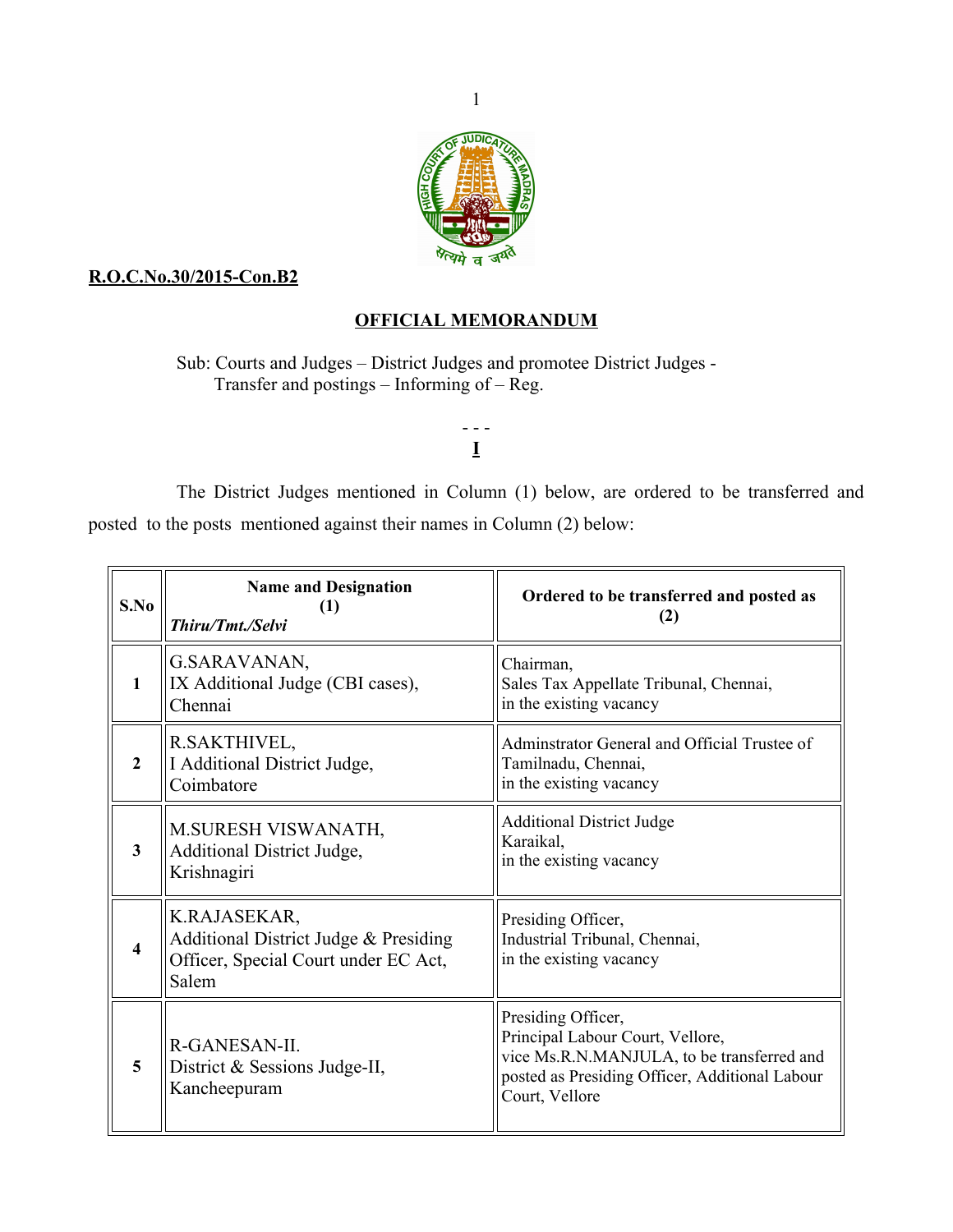**R.O.C.No.30/2015-Con.B2**

## OFFICIAL MEMORANDUM

Sub: Courts and Judges – District Judges and promotee District Judges - Transfer and postings – Informing of – Reg.

- - -

**I**

The District Judges mentioned in Column (1) below, are ordered to be transferred and posted to the posts mentioned against their names in Column (2) below:

| S.No | Name and Designation (1) *Thiru/Tmt./Selvi* | Ordered to be transferred and posted as (2) |
|---|---|---|
| 1 | G.SARAVANAN, IX Additional Judge (CBI cases), Chennai | Chairman, Sales Tax Appellate Tribunal, Chennai, in the existing vacancy |
| 2 | R.SAKTHIVEL, I Additional District Judge, Coimbatore | Adminstrator General and Official Trustee of Tamilnadu, Chennai, in the existing vacancy |
| 3 | M.SURESH VISWANATH, Additional District Judge, Krishnagiri | Additional District Judge Karaikal, in the existing vacancy |
| 4 | K.RAJASEKAR, Additional District Judge & Presiding Officer, Special Court under EC Act, Salem | Presiding Officer, Industrial Tribunal, Chennai, in the existing vacancy |
| 5 | R-GANESAN-II. District & Sessions Judge-II, Kancheepuram | Presiding Officer, Principal Labour Court, Vellore, vice Ms.R.N.MANJULA, to be transferred and posted as Presiding Officer, Additional Labour Court, Vellore |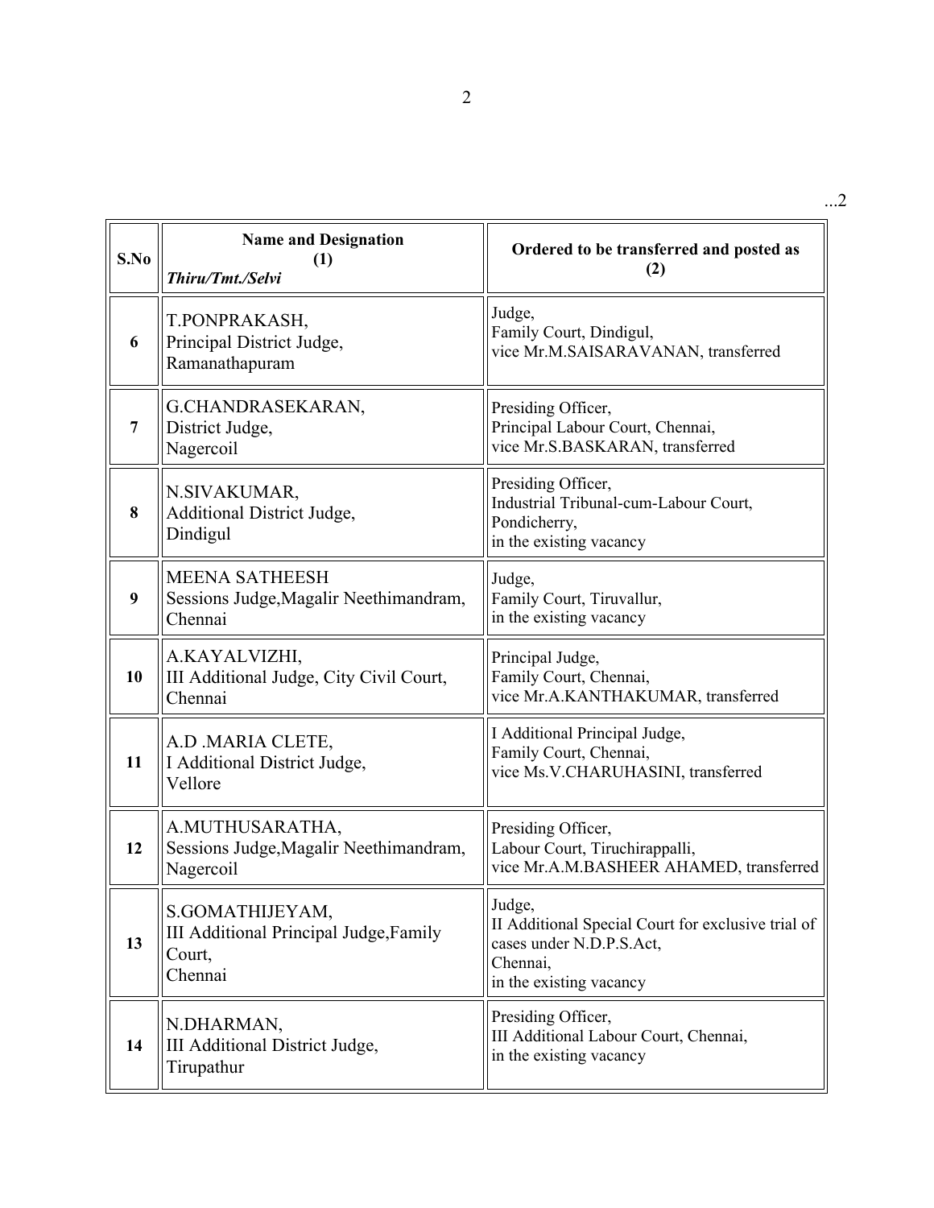...2

| S.No | Name and Designation (1) *Thiru/Tmt./Selvi* | Ordered to be transferred and posted as (2) |
|---|---|---|
| 6 | T.PONPRAKASH, Principal District Judge, Ramanathapuram | Judge, Family Court, Dindigul, vice Mr.M.SAISARAVANAN, transferred |
| 7 | G.CHANDRASEKARAN, District Judge, Nagercoil | Presiding Officer, Principal Labour Court, Chennai, vice Mr.S.BASKARAN, transferred |
| 8 | N.SIVAKUMAR, Additional District Judge, Dindigul | Presiding Officer, Industrial Tribunal-cum-Labour Court, Pondicherry, in the existing vacancy |
| 9 | MEENA SATHEESH Sessions Judge,Magalir Neethimandram, Chennai | Judge, Family Court, Tiruvallur, in the existing vacancy |
| 10 | A.KAYALVIZHI, III Additional Judge, City Civil Court, Chennai | Principal Judge, Family Court, Chennai, vice Mr.A.KANTHAKUMAR, transferred |
| 11 | A.D .MARIA CLETE, I Additional District Judge, Vellore | I Additional Principal Judge, Family Court, Chennai, vice Ms.V.CHARUHASINI, transferred |
| 12 | A.MUTHUSARATHA, Sessions Judge,Magalir Neethimandram, Nagercoil | Presiding Officer, Labour Court, Tiruchirappalli, vice Mr.A.M.BASHEER AHAMED, transferred |
| 13 | S.GOMATHIJEYAM, III Additional Principal Judge,Family Court, Chennai | Judge, II Additional Special Court for exclusive trial of cases under N.D.P.S.Act, Chennai, in the existing vacancy |
| 14 | N.DHARMAN, III Additional District Judge, Tirupathur | Presiding Officer, III Additional Labour Court, Chennai, in the existing vacancy |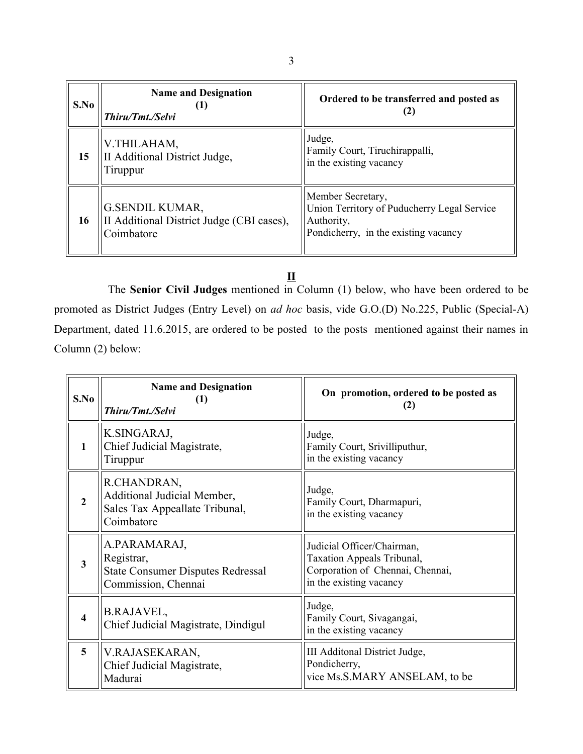| S.No | Name and Designation (1) *Thiru/Tmt./Selvi* | Ordered to be transferred and posted as (2) |
|---|---|---|
| **15** | V.THILAHAM, II Additional District Judge, Tiruppur | Judge, Family Court, Tiruchirappalli, in the existing vacancy |
| **16** | G.SENDIL KUMAR, II Additional District Judge (CBI cases), Coimbatore | Member Secretary, Union Territory of Puducherry Legal Service Authority, Pondicherry, in the existing vacancy |

## II

The **Senior Civil Judges** mentioned in Column (1) below, who have been ordered to be promoted as District Judges (Entry Level) on *ad hoc* basis, vide G.O.(D) No.225, Public (Special-A) Department, dated 11.6.2015, are ordered to be posted to the posts mentioned against their names in Column (2) below:

| S.No | Name and Designation (1) *Thiru/Tmt./Selvi* | On promotion, ordered to be posted as (2) |
|---|---|---|
| **1** | K.SINGARAJ, Chief Judicial Magistrate, Tiruppur | Judge, Family Court, Srivilliputhur, in the existing vacancy |
| **2** | R.CHANDRAN, Additional Judicial Member, Sales Tax Appeallate Tribunal, Coimbatore | Judge, Family Court, Dharmapuri, in the existing vacancy |
| **3** | A.PARAMARAJ, Registrar, State Consumer Disputes Redressal Commission, Chennai | Judicial Officer/Chairman, Taxation Appeals Tribunal, Corporation of Chennai, Chennai, in the existing vacancy |
| **4** | B.RAJAVEL, Chief Judicial Magistrate, Dindigul | Judge, Family Court, Sivagangai, in the existing vacancy |
| **5** | V.RAJASEKARAN, Chief Judicial Magistrate, Madurai | III Additonal District Judge, Pondicherry, vice Ms.S.MARY ANSELAM, to be |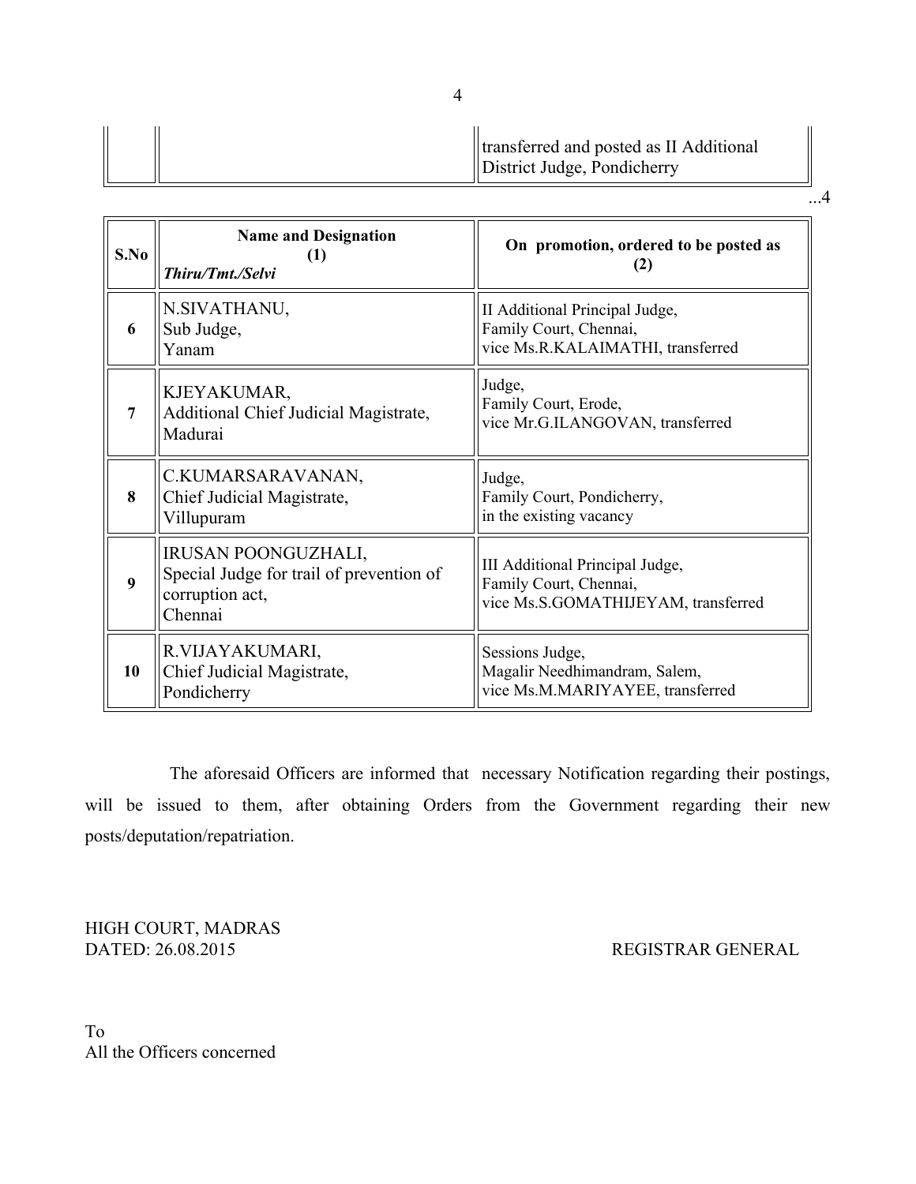| | | |
|---|---|---|
| | | transferred and posted as II Additional District Judge, Pondicherry |

...4

| S.No | Name and Designation (1) *Thiru/Tmt./Selvi* | On promotion, ordered to be posted as (2) |
|---|---|---|
| 6 | N.SIVATHANU, Sub Judge, Yanam | II Additional Principal Judge, Family Court, Chennai, vice Ms.R.KALAIMATHI, transferred |
| 7 | KJEYAKUMAR, Additional Chief Judicial Magistrate, Madurai | Judge, Family Court, Erode, vice Mr.G.ILANGOVAN, transferred |
| 8 | C.KUMARSARAVANAN, Chief Judicial Magistrate, Villupuram | Judge, Family Court, Pondicherry, in the existing vacancy |
| 9 | IRUSAN POONGUZHALI, Special Judge for trail of prevention of corruption act, Chennai | III Additional Principal Judge, Family Court, Chennai, vice Ms.S.GOMATHIJEYAM, transferred |
| 10 | R.VIJAYAKUMARI, Chief Judicial Magistrate, Pondicherry | Sessions Judge, Magalir Needhimandram, Salem, vice Ms.M.MARIYAYEE, transferred |

The aforesaid Officers are informed that necessary Notification regarding their postings, will be issued to them, after obtaining Orders from the Government regarding their new posts/deputation/repatriation.

HIGH COURT, MADRAS
DATED: 26.08.2015

REGISTRAR GENERAL

To
All the Officers concerned